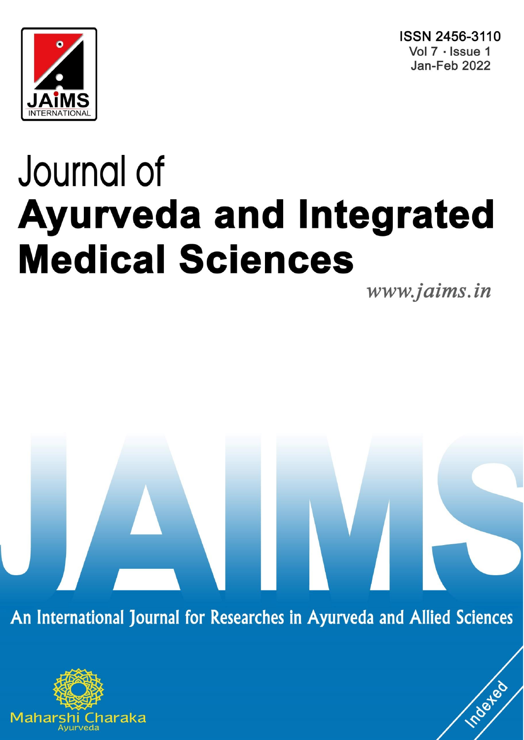ISSN 2456-3110
Vol 7 · Issue 1
Jan-Feb 2022

# Journal of
# Ayurveda and Integrated Medical Sciences

www.jaims.in

An International Journal for Researches in Ayurveda and Allied Sciences

Maharshi Charaka
Ayurveda

Indexed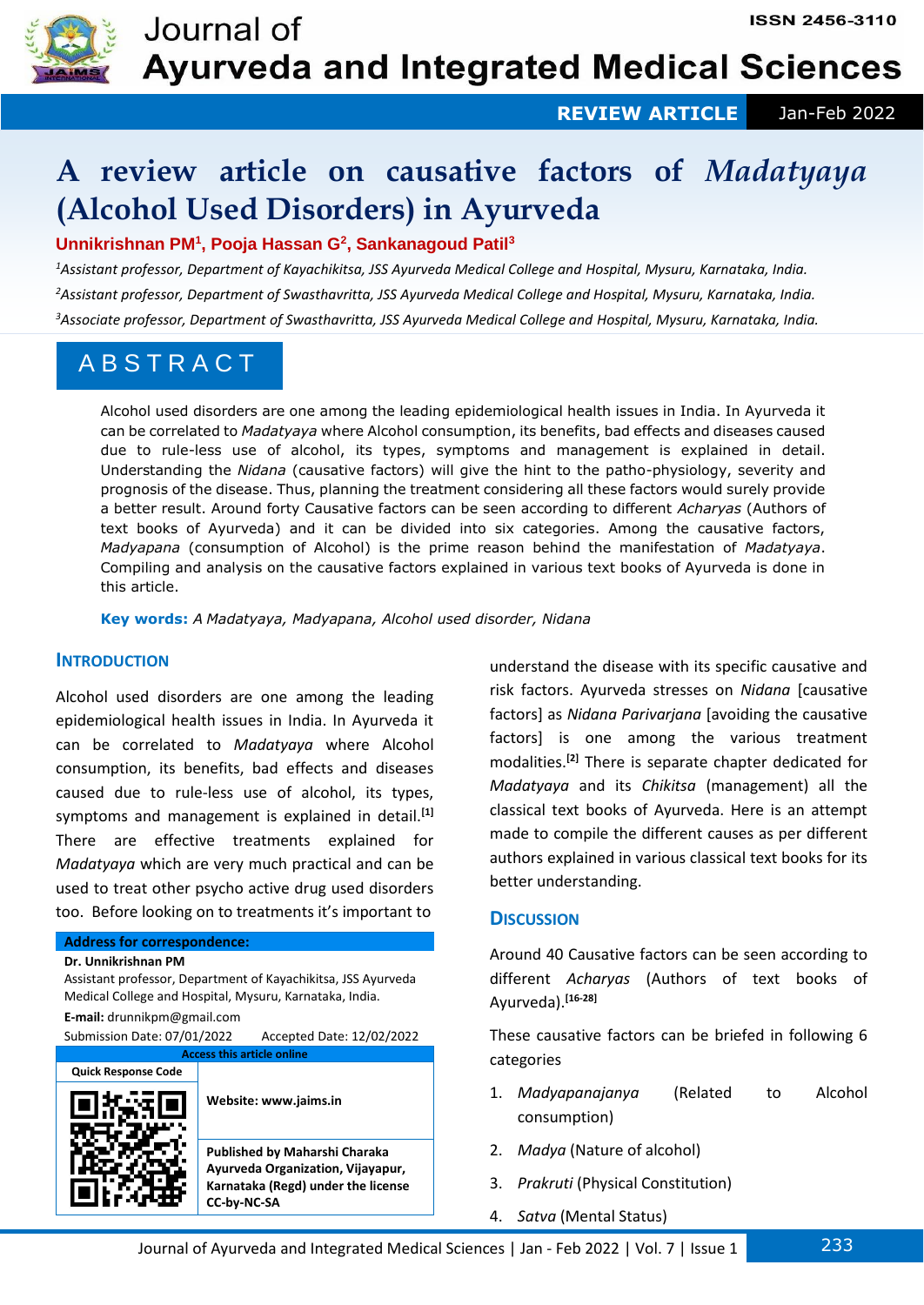# A review article on causative factors of *Madatyaya* (Alcohol Used Disorders) in Ayurveda

**Unnikrishnan PM[1], Pooja Hassan G[2], Sankanagoud Patil[3]**

[1]*Assistant professor, Department of Kayachikitsa, JSS Ayurveda Medical College and Hospital, Mysuru, Karnataka, India.*

[2]*Assistant professor, Department of Swasthavritta, JSS Ayurveda Medical College and Hospital, Mysuru, Karnataka, India.*

[3]*Associate professor, Department of Swasthavritta, JSS Ayurveda Medical College and Hospital, Mysuru, Karnataka, India.*

## ABSTRACT

Alcohol used disorders are one among the leading epidemiological health issues in India. In Ayurveda it can be correlated to *Madatyaya* where Alcohol consumption, its benefits, bad effects and diseases caused due to rule-less use of alcohol, its types, symptoms and management is explained in detail. Understanding the *Nidana* (causative factors) will give the hint to the patho-physiology, severity and prognosis of the disease. Thus, planning the treatment considering all these factors would surely provide a better result. Around forty Causative factors can be seen according to different *Acharyas* (Authors of text books of Ayurveda) and it can be divided into six categories. Among the causative factors, *Madyapana* (consumption of Alcohol) is the prime reason behind the manifestation of *Madatyaya*. Compiling and analysis on the causative factors explained in various text books of Ayurveda is done in this article.

**Key words:** *A Madatyaya, Madyapana, Alcohol used disorder, Nidana*

## INTRODUCTION

Alcohol used disorders are one among the leading epidemiological health issues in India. In Ayurveda it can be correlated to *Madatyaya* where Alcohol consumption, its benefits, bad effects and diseases caused due to rule-less use of alcohol, its types, symptoms and management is explained in detail.[1] There are effective treatments explained for *Madatyaya* which are very much practical and can be used to treat other psycho active drug used disorders too. Before looking on to treatments it's important to understand the disease with its specific causative and risk factors. Ayurveda stresses on *Nidana* [causative factors] as *Nidana Parivarjana* [avoiding the causative factors] is one among the various treatment modalities.[2] There is separate chapter dedicated for *Madatyaya* and its *Chikitsa* (management) all the classical text books of Ayurveda. Here is an attempt made to compile the different causes as per different authors explained in various classical text books for its better understanding.

**Address for correspondence:**
**Dr. Unnikrishnan PM**
Assistant professor, Department of Kayachikitsa, JSS Ayurveda Medical College and Hospital, Mysuru, Karnataka, India.
**E-mail:** drunnikpm@gmail.com
Submission Date: 07/01/2022 Accepted Date: 12/02/2022

| Access this article online | |
|---|---|
| Quick Response Code | |
| | Website: www.jaims.in |
| | Published by Maharshi Charaka Ayurveda Organization, Vijayapur, Karnataka (Regd) under the license CC-by-NC-SA |

## DISCUSSION

Around 40 Causative factors can be seen according to different *Acharyas* (Authors of text books of Ayurveda).[16-28]

These causative factors can be briefed in following 6 categories

1. *Madyapanajanya* (Related to Alcohol consumption)
2. *Madya* (Nature of alcohol)
3. *Prakruti* (Physical Constitution)
4. *Satva* (Mental Status)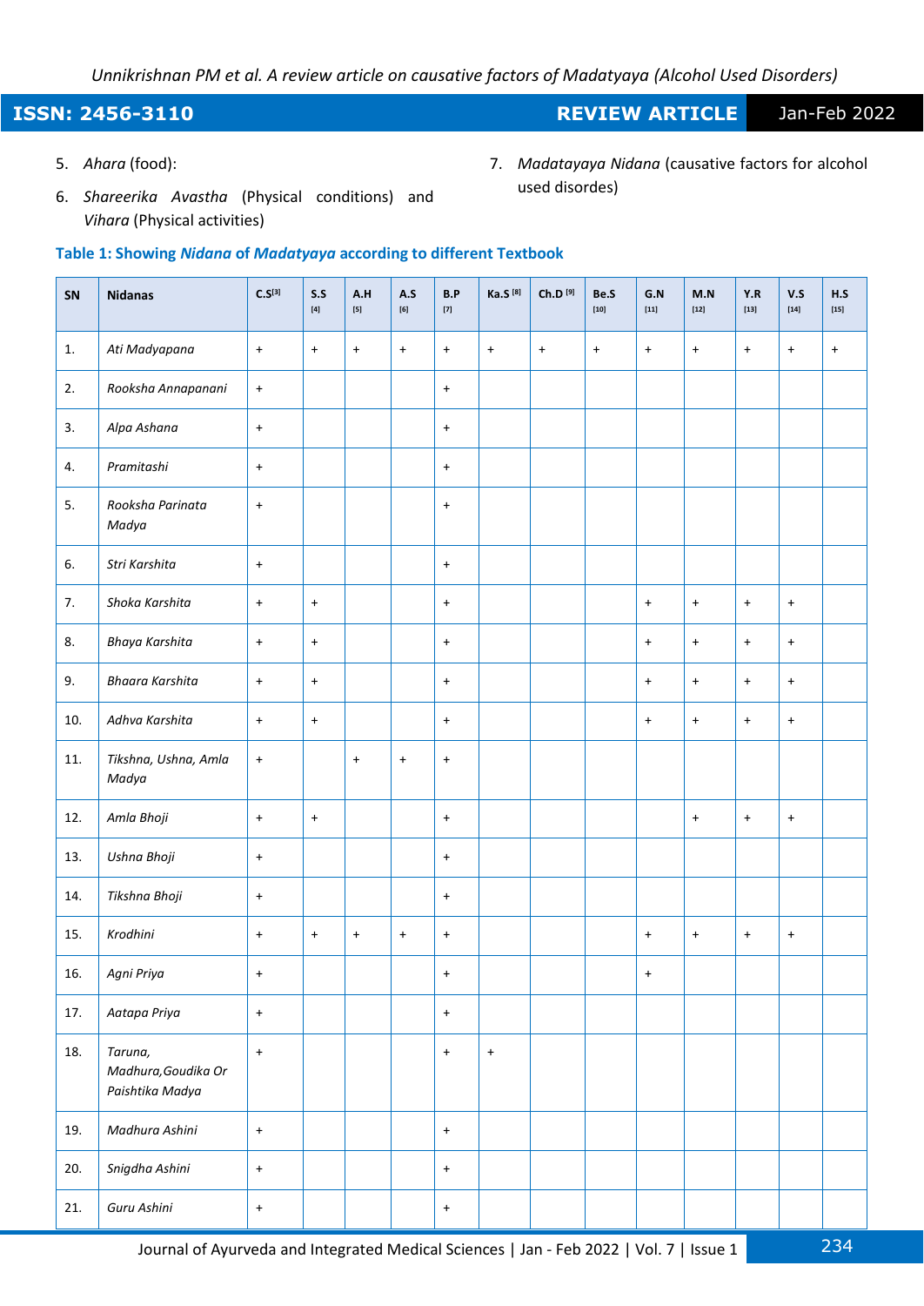5. *Ahara* (food):
6. *Shareerika Avastha* (Physical conditions) and *Vihara* (Physical activities)
7. *Madatayaya Nidana* (causative factors for alcohol used disordes)

**Table 1: Showing *Nidana* of *Madatyaya* according to different Textbook**

| SN | Nidanas | C.S[3] | S.S [4] | A.H [5] | A.S [6] | B.P [7] | Ka.S [8] | Ch.D [9] | Be.S [10] | G.N [11] | M.N [12] | Y.R [13] | V.S [14] | H.S [15] |
|---|---|---|---|---|---|---|---|---|---|---|---|---|---|---|
| 1. | *Ati Madyapana* | + | + | + | + | + | + | + | + | + | + | + | + | + |
| 2. | *Rooksha Annapanani* | + | | | | + | | | | | | | | |
| 3. | *Alpa Ashana* | + | | | | + | | | | | | | | |
| 4. | *Pramitashi* | + | | | | + | | | | | | | | |
| 5. | *Rooksha Parinata Madya* | + | | | | + | | | | | | | | |
| 6. | *Stri Karshita* | + | | | | + | | | | | | | | |
| 7. | *Shoka Karshita* | + | + | | | + | | | | + | + | + | + | |
| 8. | *Bhaya Karshita* | + | + | | | + | | | | + | + | + | + | |
| 9. | *Bhaara Karshita* | + | + | | | + | | | | + | + | + | + | |
| 10. | *Adhva Karshita* | + | + | | | + | | | | + | + | + | + | |
| 11. | *Tikshna, Ushna, Amla Madya* | + | | + | + | + | | | | | | | | |
| 12. | *Amla Bhoji* | + | + | | | + | | | | | + | + | + | |
| 13. | *Ushna Bhoji* | + | | | | + | | | | | | | | |
| 14. | *Tikshna Bhoji* | + | | | | + | | | | | | | | |
| 15. | *Krodhini* | + | + | + | + | + | | | | + | + | + | + | |
| 16. | *Agni Priya* | + | | | | + | | | | + | | | | |
| 17. | *Aatapa Priya* | + | | | | + | | | | | | | | |
| 18. | *Taruna, Madhura,Goudika Or Paishtika Madya* | + | | | | + | + | | | | | | | |
| 19. | *Madhura Ashini* | + | | | | + | | | | | | | | |
| 20. | *Snigdha Ashini* | + | | | | + | | | | | | | | |
| 21. | *Guru Ashini* | + | | | | + | | | | | | | | |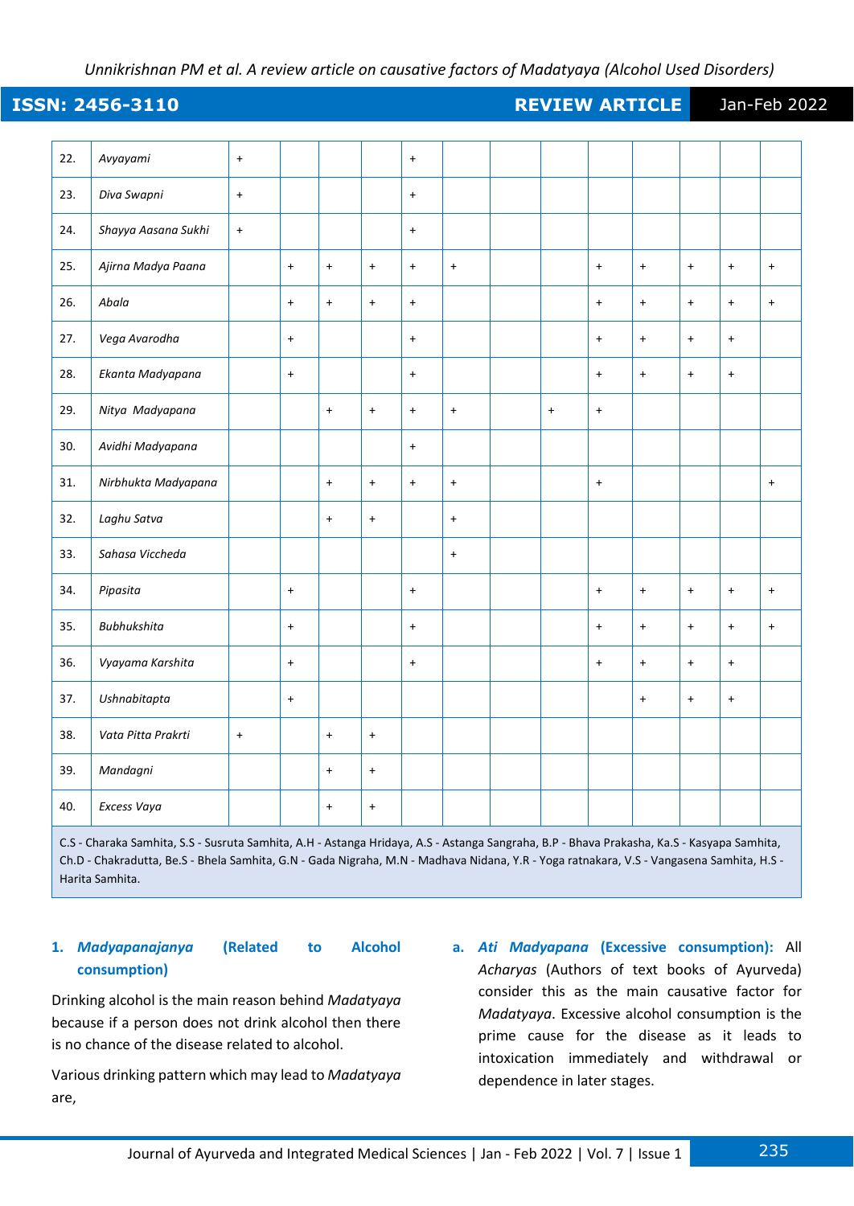| | | | | | | | | | | | | | | |
|---|---|---|---|---|---|---|---|---|---|---|---|---|---|---|
| 22. | *Avyayami* | + | | | | + | | | | | | | | |
| 23. | *Diva Swapni* | + | | | | + | | | | | | | | |
| 24. | *Shayya Aasana Sukhi* | + | | | | + | | | | | | | | |
| 25. | *Ajirna Madya Paana* | | + | + | + | + | + | | | + | + | + | + | + |
| 26. | *Abala* | | + | + | + | + | | | | + | + | + | + | + |
| 27. | *Vega Avarodha* | | + | | | + | | | | + | + | + | + | |
| 28. | *Ekanta Madyapana* | | + | | | + | | | | + | + | + | + | |
| 29. | *Nitya Madyapana* | | | + | + | + | + | | + | + | | | | |
| 30. | *Avidhi Madyapana* | | | | | + | | | | | | | | |
| 31. | *Nirbhukta Madyapana* | | | + | + | + | + | | | + | | | | + |
| 32. | *Laghu Satva* | | | + | + | | + | | | | | | | |
| 33. | *Sahasa Viccheda* | | | | | | + | | | | | | | |
| 34. | *Pipasita* | | + | | | + | | | | + | + | + | + | + |
| 35. | *Bubhukshita* | | + | | | + | | | | + | + | + | + | + |
| 36. | *Vyayama Karshita* | | + | | | + | | | | + | + | + | + | |
| 37. | *Ushnabitapta* | | + | | | | | | | | + | + | + | |
| 38. | *Vata Pitta Prakrti* | + | | + | + | | | | | | | | | |
| 39. | *Mandagni* | | | + | + | | | | | | | | | |
| 40. | *Excess Vaya* | | | + | + | | | | | | | | | |

C.S - Charaka Samhita, S.S - Susruta Samhita, A.H - Astanga Hridaya, A.S - Astanga Sangraha, B.P - Bhava Prakasha, Ka.S - Kasyapa Samhita, Ch.D - Chakradutta, Be.S - Bhela Samhita, G.N - Gada Nigraha, M.N - Madhava Nidana, Y.R - Yoga ratnakara, V.S - Vangasena Samhita, H.S - Harita Samhita.

### 1. *Madyapanajanya* (Related to Alcohol consumption)

Drinking alcohol is the main reason behind *Madatyaya* because if a person does not drink alcohol then there is no chance of the disease related to alcohol.

Various drinking pattern which may lead to *Madatyaya* are,

**a. *Ati Madyapana* (Excessive consumption):** All *Acharyas* (Authors of text books of Ayurveda) consider this as the main causative factor for *Madatyaya*. Excessive alcohol consumption is the prime cause for the disease as it leads to intoxication immediately and withdrawal or dependence in later stages.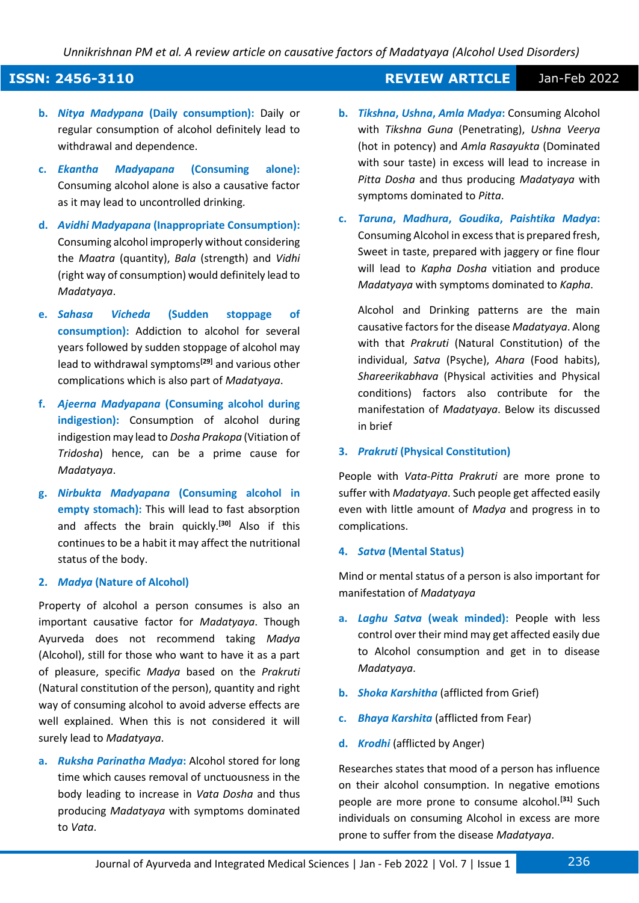b. ***Nitya Madypana* (Daily consumption):** Daily or regular consumption of alcohol definitely lead to withdrawal and dependence.

c. ***Ekantha Madyapana* (Consuming alone):** Consuming alcohol alone is also a causative factor as it may lead to uncontrolled drinking.

d. ***Avidhi Madyapana* (Inappropriate Consumption):** Consuming alcohol improperly without considering the *Maatra* (quantity), *Bala* (strength) and *Vidhi* (right way of consumption) would definitely lead to *Madatyaya*.

e. ***Sahasa Vicheda* (Sudden stoppage of consumption):** Addiction to alcohol for several years followed by sudden stoppage of alcohol may lead to withdrawal symptoms[29] and various other complications which is also part of *Madatyaya*.

f. ***Ajeerna Madyapana* (Consuming alcohol during indigestion):** Consumption of alcohol during indigestion may lead to *Dosha Prakopa* (Vitiation of *Tridosha*) hence, can be a prime cause for *Madatyaya*.

g. ***Nirbukta Madyapana* (Consuming alcohol in empty stomach):** This will lead to fast absorption and affects the brain quickly.[30] Also if this continues to be a habit it may affect the nutritional status of the body.

## 2. *Madya* (Nature of Alcohol)

Property of alcohol a person consumes is also an important causative factor for *Madatyaya*. Though Ayurveda does not recommend taking *Madya* (Alcohol), still for those who want to have it as a part of pleasure, specific *Madya* based on the *Prakruti* (Natural constitution of the person), quantity and right way of consuming alcohol to avoid adverse effects are well explained. When this is not considered it will surely lead to *Madatyaya*.

a. ***Ruksha Parinatha Madya***: Alcohol stored for long time which causes removal of unctuousness in the body leading to increase in *Vata Dosha* and thus producing *Madatyaya* with symptoms dominated to *Vata*.

b. ***Tikshna, Ushna, Amla Madya***: Consuming Alcohol with *Tikshna Guna* (Penetrating), *Ushna Veerya* (hot in potency) and *Amla Rasayukta* (Dominated with sour taste) in excess will lead to increase in *Pitta Dosha* and thus producing *Madatyaya* with symptoms dominated to *Pitta*.

c. ***Taruna, Madhura, Goudika, Paishtika Madya***: Consuming Alcohol in excess that is prepared fresh, Sweet in taste, prepared with jaggery or fine flour will lead to *Kapha Dosha* vitiation and produce *Madatyaya* with symptoms dominated to *Kapha*.

Alcohol and Drinking patterns are the main causative factors for the disease *Madatyaya*. Along with that *Prakruti* (Natural Constitution) of the individual, *Satva* (Psyche), *Ahara* (Food habits), *Shareerikabhava* (Physical activities and Physical conditions) factors also contribute for the manifestation of *Madatyaya*. Below its discussed in brief

## 3. *Prakruti* (Physical Constitution)

People with *Vata-Pitta Prakruti* are more prone to suffer with *Madatyaya*. Such people get affected easily even with little amount of *Madya* and progress in to complications.

## 4. *Satva* (Mental Status)

Mind or mental status of a person is also important for manifestation of *Madatyaya*

a. ***Laghu Satva* (weak minded):** People with less control over their mind may get affected easily due to Alcohol consumption and get in to disease *Madatyaya*.

b. ***Shoka Karshitha*** (afflicted from Grief)

c. ***Bhaya Karshita*** (afflicted from Fear)

d. ***Krodhi*** (afflicted by Anger)

Researches states that mood of a person has influence on their alcohol consumption. In negative emotions people are more prone to consume alcohol.[31] Such individuals on consuming Alcohol in excess are more prone to suffer from the disease *Madatyaya*.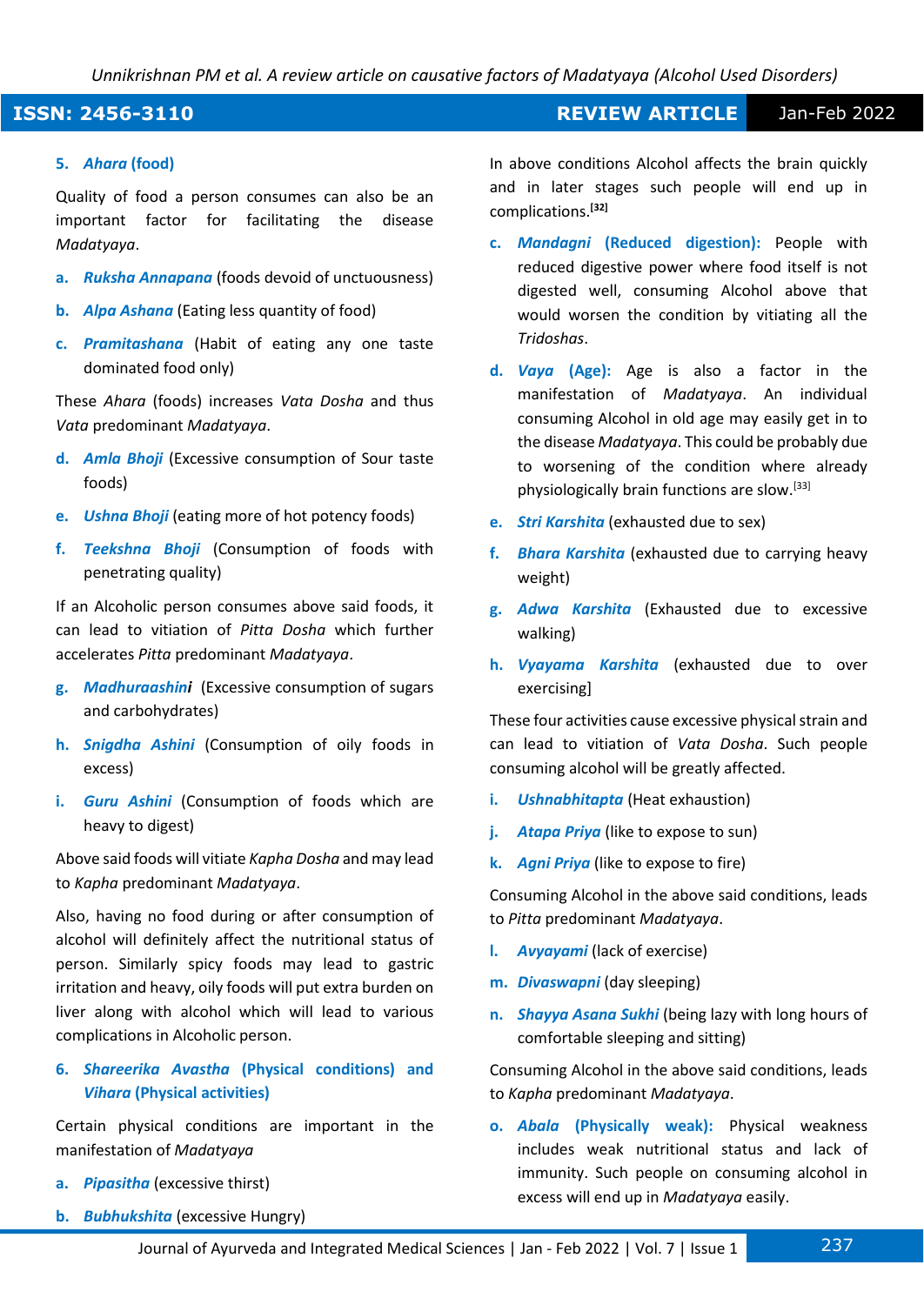5. ***Ahara* (food)**

Quality of food a person consumes can also be an important factor for facilitating the disease *Madatyaya*.

a. ***Ruksha Annapana*** (foods devoid of unctuousness)

b. ***Alpa Ashana*** (Eating less quantity of food)

c. ***Pramitashana*** (Habit of eating any one taste dominated food only)

These *Ahara* (foods) increases *Vata Dosha* and thus *Vata* predominant *Madatyaya*.

d. ***Amla Bhoji*** (Excessive consumption of Sour taste foods)

e. ***Ushna Bhoji*** (eating more of hot potency foods)

f. ***Teekshna Bhoji*** (Consumption of foods with penetrating quality)

If an Alcoholic person consumes above said foods, it can lead to vitiation of *Pitta Dosha* which further accelerates *Pitta* predominant *Madatyaya*.

g. ***Madhuraashini*** (Excessive consumption of sugars and carbohydrates)

h. ***Snigdha Ashini*** (Consumption of oily foods in excess)

i. ***Guru Ashini*** (Consumption of foods which are heavy to digest)

Above said foods will vitiate *Kapha Dosha* and may lead to *Kapha* predominant *Madatyaya*.

Also, having no food during or after consumption of alcohol will definitely affect the nutritional status of person. Similarly spicy foods may lead to gastric irritation and heavy, oily foods will put extra burden on liver along with alcohol which will lead to various complications in Alcoholic person.

6. ***Shareerika Avastha* (Physical conditions) and *Vihara* (Physical activities)**

Certain physical conditions are important in the manifestation of *Madatyaya*

a. ***Pipasitha*** (excessive thirst)

b. ***Bubhukshita*** (excessive Hungry)

In above conditions Alcohol affects the brain quickly and in later stages such people will end up in complications.[32]

c. ***Mandagni* (Reduced digestion):** People with reduced digestive power where food itself is not digested well, consuming Alcohol above that would worsen the condition by vitiating all the *Tridoshas*.

d. ***Vaya* (Age):** Age is also a factor in the manifestation of *Madatyaya*. An individual consuming Alcohol in old age may easily get in to the disease *Madatyaya*. This could be probably due to worsening of the condition where already physiologically brain functions are slow.[33]

e. ***Stri Karshita*** (exhausted due to sex)

f. ***Bhara Karshita*** (exhausted due to carrying heavy weight)

g. ***Adwa Karshita*** (Exhausted due to excessive walking)

h. ***Vyayama Karshita*** (exhausted due to over exercising]

These four activities cause excessive physical strain and can lead to vitiation of *Vata Dosha*. Such people consuming alcohol will be greatly affected.

i. ***Ushnabhitapta*** (Heat exhaustion)

j. ***Atapa Priya*** (like to expose to sun)

k. ***Agni Priya*** (like to expose to fire)

Consuming Alcohol in the above said conditions, leads to *Pitta* predominant *Madatyaya*.

l. ***Avyayami*** (lack of exercise)

m. ***Divaswapni*** (day sleeping)

n. ***Shayya Asana Sukhi*** (being lazy with long hours of comfortable sleeping and sitting)

Consuming Alcohol in the above said conditions, leads to *Kapha* predominant *Madatyaya*.

o. ***Abala* (Physically weak):** Physical weakness includes weak nutritional status and lack of immunity. Such people on consuming alcohol in excess will end up in *Madatyaya* easily.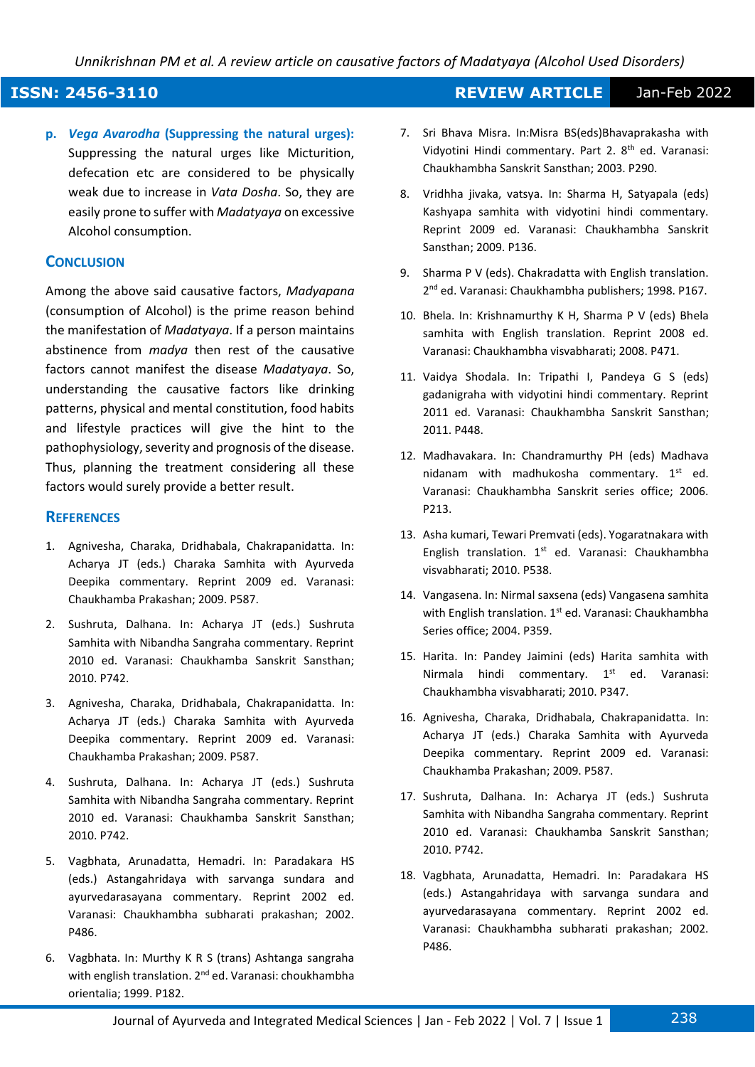p. ***Vega Avarodha* (Suppressing the natural urges):** Suppressing the natural urges like Micturition, defecation etc are considered to be physically weak due to increase in *Vata Dosha*. So, they are easily prone to suffer with *Madatyaya* on excessive Alcohol consumption.

## CONCLUSION

Among the above said causative factors, *Madyapana* (consumption of Alcohol) is the prime reason behind the manifestation of *Madatyaya*. If a person maintains abstinence from *madya* then rest of the causative factors cannot manifest the disease *Madatyaya*. So, understanding the causative factors like drinking patterns, physical and mental constitution, food habits and lifestyle practices will give the hint to the pathophysiology, severity and prognosis of the disease. Thus, planning the treatment considering all these factors would surely provide a better result.

## REFERENCES

1. Agnivesha, Charaka, Dridhabala, Chakrapanidatta. In: Acharya JT (eds.) Charaka Samhita with Ayurveda Deepika commentary. Reprint 2009 ed. Varanasi: Chaukhamba Prakashan; 2009. P587.
2. Sushruta, Dalhana. In: Acharya JT (eds.) Sushruta Samhita with Nibandha Sangraha commentary. Reprint 2010 ed. Varanasi: Chaukhamba Sanskrit Sansthan; 2010. P742.
3. Agnivesha, Charaka, Dridhabala, Chakrapanidatta. In: Acharya JT (eds.) Charaka Samhita with Ayurveda Deepika commentary. Reprint 2009 ed. Varanasi: Chaukhamba Prakashan; 2009. P587.
4. Sushruta, Dalhana. In: Acharya JT (eds.) Sushruta Samhita with Nibandha Sangraha commentary. Reprint 2010 ed. Varanasi: Chaukhamba Sanskrit Sansthan; 2010. P742.
5. Vagbhata, Arunadatta, Hemadri. In: Paradakara HS (eds.) Astangahridaya with sarvanga sundara and ayurvedarasayana commentary. Reprint 2002 ed. Varanasi: Chaukhambha subharati prakashan; 2002. P486.
6. Vagbhata. In: Murthy K R S (trans) Ashtanga sangraha with english translation. 2nd ed. Varanasi: choukhambha orientalia; 1999. P182.
7. Sri Bhava Misra. In:Misra BS(eds)Bhavaprakasha with Vidyotini Hindi commentary. Part 2. 8th ed. Varanasi: Chaukhambha Sanskrit Sansthan; 2003. P290.
8. Vridhha jivaka, vatsya. In: Sharma H, Satyapala (eds) Kashyapa samhita with vidyotini hindi commentary. Reprint 2009 ed. Varanasi: Chaukhambha Sanskrit Sansthan; 2009. P136.
9. Sharma P V (eds). Chakradatta with English translation. 2nd ed. Varanasi: Chaukhambha publishers; 1998. P167.
10. Bhela. In: Krishnamurthy K H, Sharma P V (eds) Bhela samhita with English translation. Reprint 2008 ed. Varanasi: Chaukhambha visvabharati; 2008. P471.
11. Vaidya Shodala. In: Tripathi I, Pandeya G S (eds) gadanigraha with vidyotini hindi commentary. Reprint 2011 ed. Varanasi: Chaukhambha Sanskrit Sansthan; 2011. P448.
12. Madhavakara. In: Chandramurthy PH (eds) Madhava nidanam with madhukosha commentary. 1st ed. Varanasi: Chaukhambha Sanskrit series office; 2006. P213.
13. Asha kumari, Tewari Premvati (eds). Yogaratnakara with English translation. 1st ed. Varanasi: Chaukhambha visvabharati; 2010. P538.
14. Vangasena. In: Nirmal saxsena (eds) Vangasena samhita with English translation. 1st ed. Varanasi: Chaukhambha Series office; 2004. P359.
15. Harita. In: Pandey Jaimini (eds) Harita samhita with Nirmala hindi commentary. 1st ed. Varanasi: Chaukhambha visvabharati; 2010. P347.
16. Agnivesha, Charaka, Dridhabala, Chakrapanidatta. In: Acharya JT (eds.) Charaka Samhita with Ayurveda Deepika commentary. Reprint 2009 ed. Varanasi: Chaukhamba Prakashan; 2009. P587.
17. Sushruta, Dalhana. In: Acharya JT (eds.) Sushruta Samhita with Nibandha Sangraha commentary. Reprint 2010 ed. Varanasi: Chaukhamba Sanskrit Sansthan; 2010. P742.
18. Vagbhata, Arunadatta, Hemadri. In: Paradakara HS (eds.) Astangahridaya with sarvanga sundara and ayurvedarasayana commentary. Reprint 2002 ed. Varanasi: Chaukhambha subharati prakashan; 2002. P486.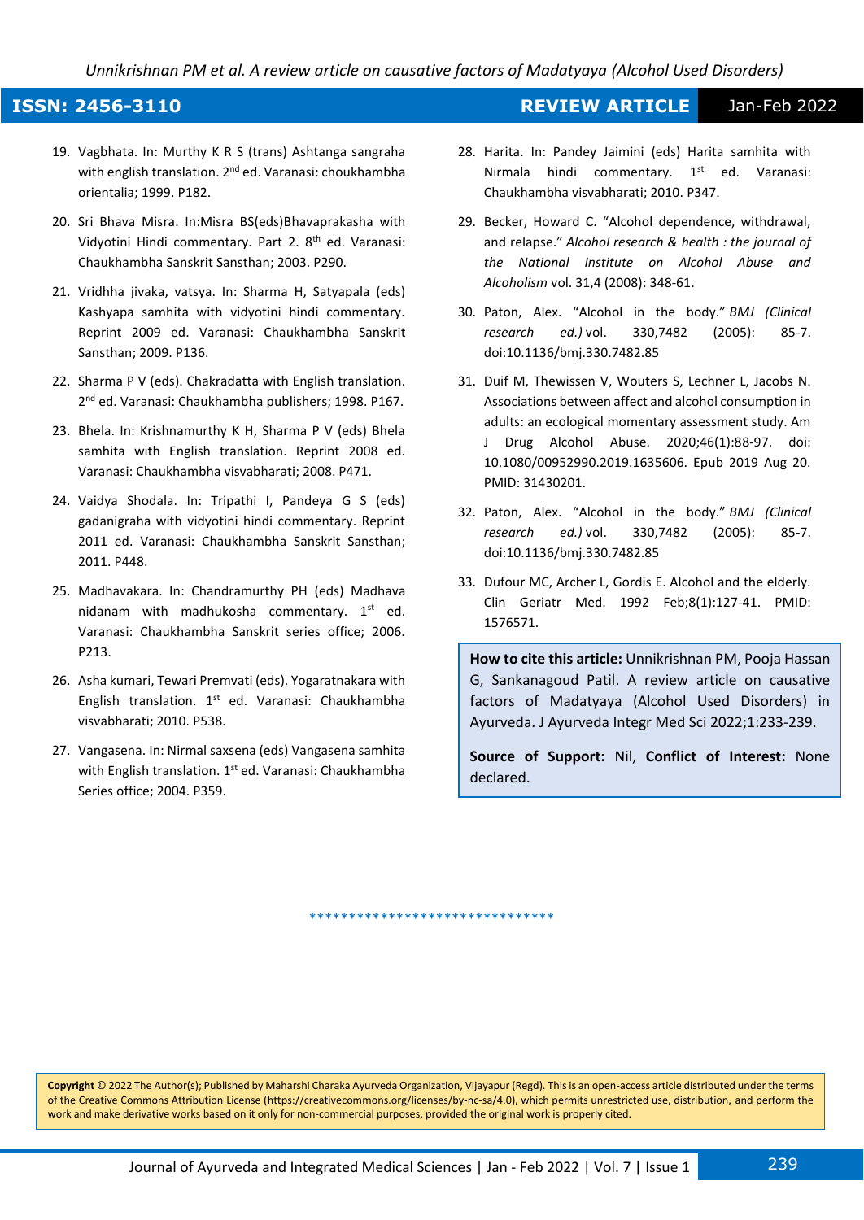19. Vagbhata. In: Murthy K R S (trans) Ashtanga sangraha with english translation. 2nd ed. Varanasi: choukhambha orientalia; 1999. P182.
20. Sri Bhava Misra. In:Misra BS(eds)Bhavaprakasha with Vidyotini Hindi commentary. Part 2. 8th ed. Varanasi: Chaukhambha Sanskrit Sansthan; 2003. P290.
21. Vridhha jivaka, vatsya. In: Sharma H, Satyapala (eds) Kashyapa samhita with vidyotini hindi commentary. Reprint 2009 ed. Varanasi: Chaukhambha Sanskrit Sansthan; 2009. P136.
22. Sharma P V (eds). Chakradatta with English translation. 2nd ed. Varanasi: Chaukhambha publishers; 1998. P167.
23. Bhela. In: Krishnamurthy K H, Sharma P V (eds) Bhela samhita with English translation. Reprint 2008 ed. Varanasi: Chaukhambha visvabharati; 2008. P471.
24. Vaidya Shodala. In: Tripathi I, Pandeya G S (eds) gadanigraha with vidyotini hindi commentary. Reprint 2011 ed. Varanasi: Chaukhambha Sanskrit Sansthan; 2011. P448.
25. Madhavakara. In: Chandramurthy PH (eds) Madhava nidanam with madhukosha commentary. 1st ed. Varanasi: Chaukhambha Sanskrit series office; 2006. P213.
26. Asha kumari, Tewari Premvati (eds). Yogaratnakara with English translation. 1st ed. Varanasi: Chaukhambha visvabharati; 2010. P538.
27. Vangasena. In: Nirmal saxsena (eds) Vangasena samhita with English translation. 1st ed. Varanasi: Chaukhambha Series office; 2004. P359.
28. Harita. In: Pandey Jaimini (eds) Harita samhita with Nirmala hindi commentary. 1st ed. Varanasi: Chaukhambha visvabharati; 2010. P347.
29. Becker, Howard C. "Alcohol dependence, withdrawal, and relapse." *Alcohol research & health : the journal of the National Institute on Alcohol Abuse and Alcoholism* vol. 31,4 (2008): 348-61.
30. Paton, Alex. "Alcohol in the body." *BMJ (Clinical research ed.)* vol. 330,7482 (2005): 85-7. doi:10.1136/bmj.330.7482.85
31. Duif M, Thewissen V, Wouters S, Lechner L, Jacobs N. Associations between affect and alcohol consumption in adults: an ecological momentary assessment study. Am J Drug Alcohol Abuse. 2020;46(1):88-97. doi: 10.1080/00952990.2019.1635606. Epub 2019 Aug 20. PMID: 31430201.
32. Paton, Alex. "Alcohol in the body." *BMJ (Clinical research ed.)* vol. 330,7482 (2005): 85-7. doi:10.1136/bmj.330.7482.85
33. Dufour MC, Archer L, Gordis E. Alcohol and the elderly. Clin Geriatr Med. 1992 Feb;8(1):127-41. PMID: 1576571.

**How to cite this article:** Unnikrishnan PM, Pooja Hassan G, Sankanagoud Patil. A review article on causative factors of Madatyaya (Alcohol Used Disorders) in Ayurveda. J Ayurveda Integr Med Sci 2022;1:233-239.

**Source of Support:** Nil, **Conflict of Interest:** None declared.

******************************

**Copyright** © 2022 The Author(s); Published by Maharshi Charaka Ayurveda Organization, Vijayapur (Regd). This is an open-access article distributed under the terms of the Creative Commons Attribution License (https://creativecommons.org/licenses/by-nc-sa/4.0), which permits unrestricted use, distribution, and perform the work and make derivative works based on it only for non-commercial purposes, provided the original work is properly cited.